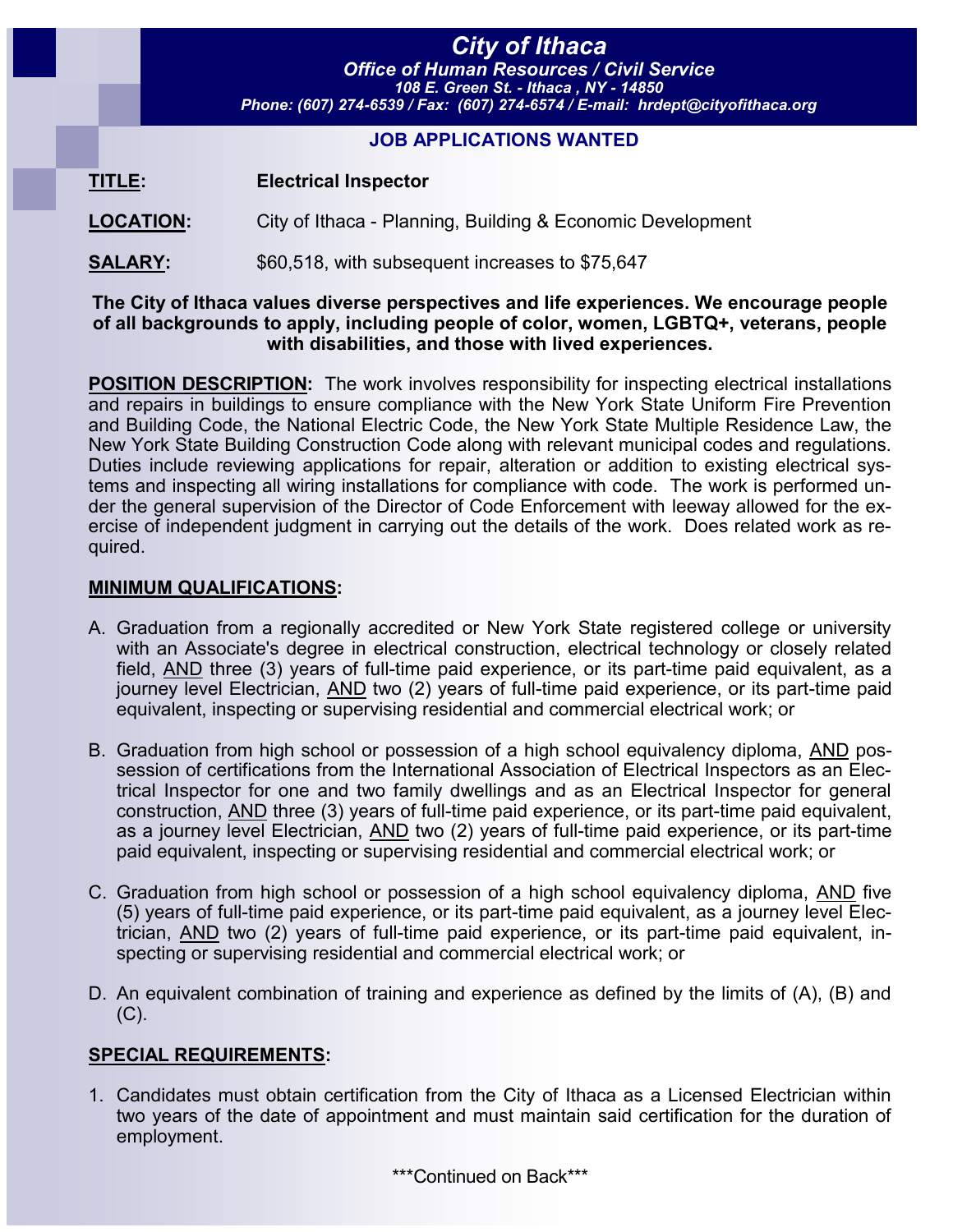# City of Ithaca

***Office of Human Resources / Civil Service***
***108 E. Green St. - Ithaca , NY - 14850***
***Phone: (607) 274-6539 / Fax: (607) 274-6574 / E-mail: hrdept@cityofithaca.org***

## JOB APPLICATIONS WANTED

**TITLE:** **Electrical Inspector**

**LOCATION:** City of Ithaca - Planning, Building & Economic Development

**SALARY:** $60,518, with subsequent increases to $75,647

**The City of Ithaca values diverse perspectives and life experiences. We encourage people of all backgrounds to apply, including people of color, women, LGBTQ+, veterans, people with disabilities, and those with lived experiences.**

**POSITION DESCRIPTION:** The work involves responsibility for inspecting electrical installations and repairs in buildings to ensure compliance with the New York State Uniform Fire Prevention and Building Code, the National Electric Code, the New York State Multiple Residence Law, the New York State Building Construction Code along with relevant municipal codes and regulations. Duties include reviewing applications for repair, alteration or addition to existing electrical systems and inspecting all wiring installations for compliance with code. The work is performed under the general supervision of the Director of Code Enforcement with leeway allowed for the exercise of independent judgment in carrying out the details of the work. Does related work as required.

**MINIMUM QUALIFICATIONS:**

A. Graduation from a regionally accredited or New York State registered college or university with an Associate's degree in electrical construction, electrical technology or closely related field, AND three (3) years of full-time paid experience, or its part-time paid equivalent, as a journey level Electrician, AND two (2) years of full-time paid experience, or its part-time paid equivalent, inspecting or supervising residential and commercial electrical work; or

B. Graduation from high school or possession of a high school equivalency diploma, AND possession of certifications from the International Association of Electrical Inspectors as an Electrical Inspector for one and two family dwellings and as an Electrical Inspector for general construction, AND three (3) years of full-time paid experience, or its part-time paid equivalent, as a journey level Electrician, AND two (2) years of full-time paid experience, or its part-time paid equivalent, inspecting or supervising residential and commercial electrical work; or

C. Graduation from high school or possession of a high school equivalency diploma, AND five (5) years of full-time paid experience, or its part-time paid equivalent, as a journey level Electrician, AND two (2) years of full-time paid experience, or its part-time paid equivalent, inspecting or supervising residential and commercial electrical work; or

D. An equivalent combination of training and experience as defined by the limits of (A), (B) and (C).

**SPECIAL REQUIREMENTS:**

1. Candidates must obtain certification from the City of Ithaca as a Licensed Electrician within two years of the date of appointment and must maintain said certification for the duration of employment.

\*\*\*Continued on Back\*\*\*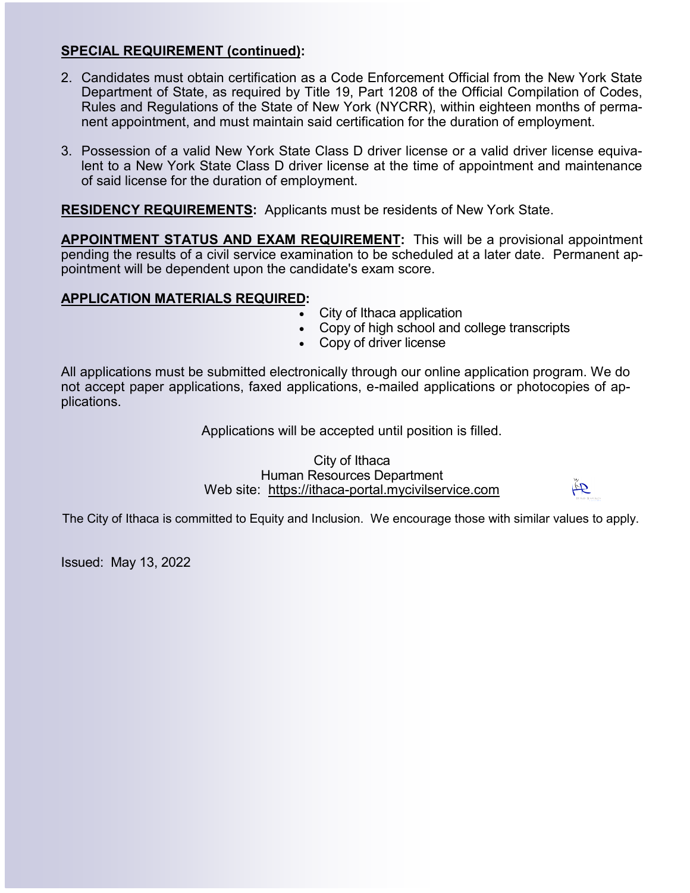**SPECIAL REQUIREMENT (continued):**

2. Candidates must obtain certification as a Code Enforcement Official from the New York State Department of State, as required by Title 19, Part 1208 of the Official Compilation of Codes, Rules and Regulations of the State of New York (NYCRR), within eighteen months of permanent appointment, and must maintain said certification for the duration of employment.

3. Possession of a valid New York State Class D driver license or a valid driver license equivalent to a New York State Class D driver license at the time of appointment and maintenance of said license for the duration of employment.

**RESIDENCY REQUIREMENTS:** Applicants must be residents of New York State.

**APPOINTMENT STATUS AND EXAM REQUIREMENT:** This will be a provisional appointment pending the results of a civil service examination to be scheduled at a later date. Permanent appointment will be dependent upon the candidate's exam score.

**APPLICATION MATERIALS REQUIRED:**

- City of Ithaca application
- Copy of high school and college transcripts
- Copy of driver license

All applications must be submitted electronically through our online application program. We do not accept paper applications, faxed applications, e-mailed applications or photocopies of applications.

Applications will be accepted until position is filled.

City of Ithaca
Human Resources Department
Web site: https://ithaca-portal.mycivilservice.com

The City of Ithaca is committed to Equity and Inclusion. We encourage those with similar values to apply.

Issued: May 13, 2022